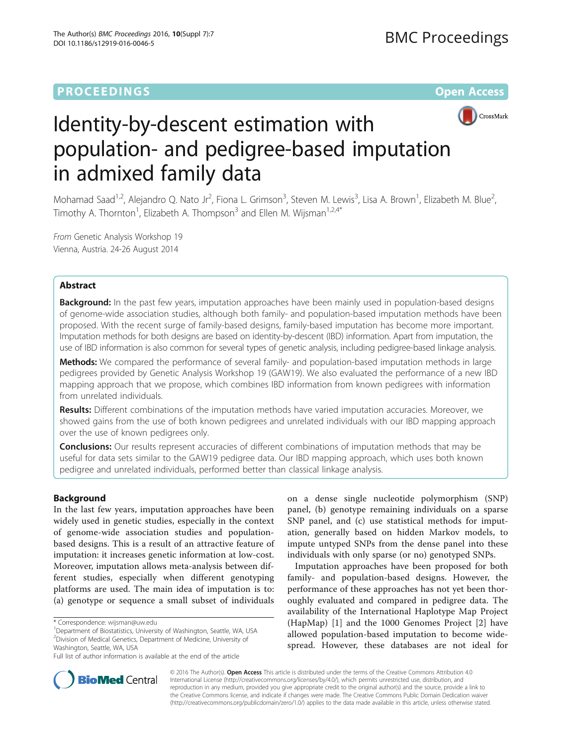PROCEEDINGS **Open Access**

# Identity-by-descent estimation with population- and pedigree-based imputation in admixed family data

Mohamad Saad[1,2], Alejandro Q. Nato Jr[2], Fiona L. Grimson[3], Steven M. Lewis[3], Lisa A. Brown[1], Elizabeth M. Blue[2], Timothy A. Thornton[1], Elizabeth A. Thompson[3] and Ellen M. Wijsman[1,2,4*]

From Genetic Analysis Workshop 19
Vienna, Austria. 24-26 August 2014

## Abstract

**Background:** In the past few years, imputation approaches have been mainly used in population-based designs of genome-wide association studies, although both family- and population-based imputation methods have been proposed. With the recent surge of family-based designs, family-based imputation has become more important. Imputation methods for both designs are based on identity-by-descent (IBD) information. Apart from imputation, the use of IBD information is also common for several types of genetic analysis, including pedigree-based linkage analysis.

**Methods:** We compared the performance of several family- and population-based imputation methods in large pedigrees provided by Genetic Analysis Workshop 19 (GAW19). We also evaluated the performance of a new IBD mapping approach that we propose, which combines IBD information from known pedigrees with information from unrelated individuals.

**Results:** Different combinations of the imputation methods have varied imputation accuracies. Moreover, we showed gains from the use of both known pedigrees and unrelated individuals with our IBD mapping approach over the use of known pedigrees only.

**Conclusions:** Our results represent accuracies of different combinations of imputation methods that may be useful for data sets similar to the GAW19 pedigree data. Our IBD mapping approach, which uses both known pedigree and unrelated individuals, performed better than classical linkage analysis.

## Background

In the last few years, imputation approaches have been widely used in genetic studies, especially in the context of genome-wide association studies and population-based designs. This is a result of an attractive feature of imputation: it increases genetic information at low-cost. Moreover, imputation allows meta-analysis between different studies, especially when different genotyping platforms are used. The main idea of imputation is to: (a) genotype or sequence a small subset of individuals on a dense single nucleotide polymorphism (SNP) panel, (b) genotype remaining individuals on a sparse SNP panel, and (c) use statistical methods for imputation, generally based on hidden Markov models, to impute untyped SNPs from the dense panel into these individuals with only sparse (or no) genotyped SNPs.

Imputation approaches have been proposed for both family- and population-based designs. However, the performance of these approaches has not yet been thoroughly evaluated and compared in pedigree data. The availability of the International Haplotype Map Project (HapMap) [1] and the 1000 Genomes Project [2] have allowed population-based imputation to become widespread. However, these databases are not ideal for

* Correspondence: wijsman@uw.edu
[1]Department of Biostatistics, University of Washington, Seattle, WA, USA
[2]Division of Medical Genetics, Department of Medicine, University of Washington, Seattle, WA, USA
Full list of author information is available at the end of the article

© 2016 The Author(s). **Open Access** This article is distributed under the terms of the Creative Commons Attribution 4.0 International License (http://creativecommons.org/licenses/by/4.0/), which permits unrestricted use, distribution, and reproduction in any medium, provided you give appropriate credit to the original author(s) and the source, provide a link to the Creative Commons license, and indicate if changes were made. The Creative Commons Public Domain Dedication waiver (http://creativecommons.org/publicdomain/zero/1.0/) applies to the data made available in this article, unless otherwise stated.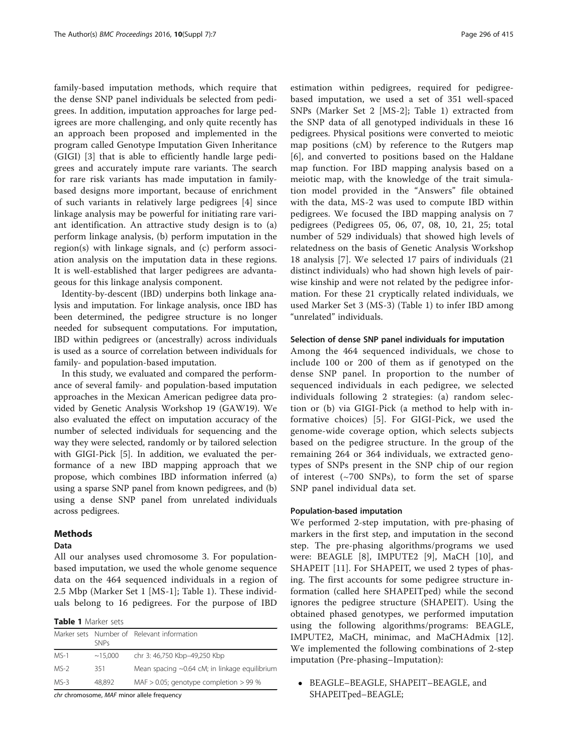family-based imputation methods, which require that the dense SNP panel individuals be selected from pedigrees. In addition, imputation approaches for large pedigrees are more challenging, and only quite recently has an approach been proposed and implemented in the program called Genotype Imputation Given Inheritance (GIGI) [3] that is able to efficiently handle large pedigrees and accurately impute rare variants. The search for rare risk variants has made imputation in family-based designs more important, because of enrichment of such variants in relatively large pedigrees [4] since linkage analysis may be powerful for initiating rare variant identification. An attractive study design is to (a) perform linkage analysis, (b) perform imputation in the region(s) with linkage signals, and (c) perform association analysis on the imputation data in these regions. It is well-established that larger pedigrees are advantageous for this linkage analysis component.

Identity-by-descent (IBD) underpins both linkage analysis and imputation. For linkage analysis, once IBD has been determined, the pedigree structure is no longer needed for subsequent computations. For imputation, IBD within pedigrees or (ancestrally) across individuals is used as a source of correlation between individuals for family- and population-based imputation.

In this study, we evaluated and compared the performance of several family- and population-based imputation approaches in the Mexican American pedigree data provided by Genetic Analysis Workshop 19 (GAW19). We also evaluated the effect on imputation accuracy of the number of selected individuals for sequencing and the way they were selected, randomly or by tailored selection with GIGI-Pick [5]. In addition, we evaluated the performance of a new IBD mapping approach that we propose, which combines IBD information inferred (a) using a sparse SNP panel from known pedigrees, and (b) using a dense SNP panel from unrelated individuals across pedigrees.

## Methods

### Data

All our analyses used chromosome 3. For population-based imputation, we used the whole genome sequence data on the 464 sequenced individuals in a region of 2.5 Mbp (Marker Set 1 [MS-1]; Table 1). These individuals belong to 16 pedigrees. For the purpose of IBD estimation within pedigrees, required for pedigree-based imputation, we used a set of 351 well-spaced SNPs (Marker Set 2 [MS-2]; Table 1) extracted from the SNP data of all genotyped individuals in these 16 pedigrees. Physical positions were converted to meiotic map positions (cM) by reference to the Rutgers map [6], and converted to positions based on the Haldane map function. For IBD mapping analysis based on a meiotic map, with the knowledge of the trait simulation model provided in the "Answers" file obtained with the data, MS-2 was used to compute IBD within pedigrees. We focused the IBD mapping analysis on 7 pedigrees (Pedigrees 05, 06, 07, 08, 10, 21, 25; total number of 529 individuals) that showed high levels of relatedness on the basis of Genetic Analysis Workshop 18 analysis [7]. We selected 17 pairs of individuals (21 distinct individuals) who had shown high levels of pairwise kinship and were not related by the pedigree information. For these 21 cryptically related individuals, we used Marker Set 3 (MS-3) (Table 1) to infer IBD among "unrelated" individuals.

**Table 1** Marker sets

| Marker sets | Number of SNPs | Relevant information |
|---|---|---|
| MS-1 | ~15,000 | chr 3: 46,750 Kbp–49,250 Kbp |
| MS-2 | 351 | Mean spacing ~0.64 cM; in linkage equilibrium |
| MS-3 | 48,892 | MAF > 0.05; genotype completion > 99 % |

*chr* chromosome, *MAF* minor allele frequency

### Selection of dense SNP panel individuals for imputation

Among the 464 sequenced individuals, we chose to include 100 or 200 of them as if genotyped on the dense SNP panel. In proportion to the number of sequenced individuals in each pedigree, we selected individuals following 2 strategies: (a) random selection or (b) via GIGI-Pick (a method to help with informative choices) [5]. For GIGI-Pick, we used the genome-wide coverage option, which selects subjects based on the pedigree structure. In the group of the remaining 264 or 364 individuals, we extracted genotypes of SNPs present in the SNP chip of our region of interest (~700 SNPs), to form the set of sparse SNP panel individual data set.

### Population-based imputation

We performed 2-step imputation, with pre-phasing of markers in the first step, and imputation in the second step. The pre-phasing algorithms/programs we used were: BEAGLE [8], IMPUTE2 [9], MaCH [10], and SHAPEIT [11]. For SHAPEIT, we used 2 types of phasing. The first accounts for some pedigree structure information (called here SHAPEITped) while the second ignores the pedigree structure (SHAPEIT). Using the obtained phased genotypes, we performed imputation using the following algorithms/programs: BEAGLE, IMPUTE2, MaCH, minimac, and MaCHAdmix [12]. We implemented the following combinations of 2-step imputation (Pre-phasing–Imputation):

- BEAGLE–BEAGLE, SHAPEIT–BEAGLE, and SHAPEITped–BEAGLE;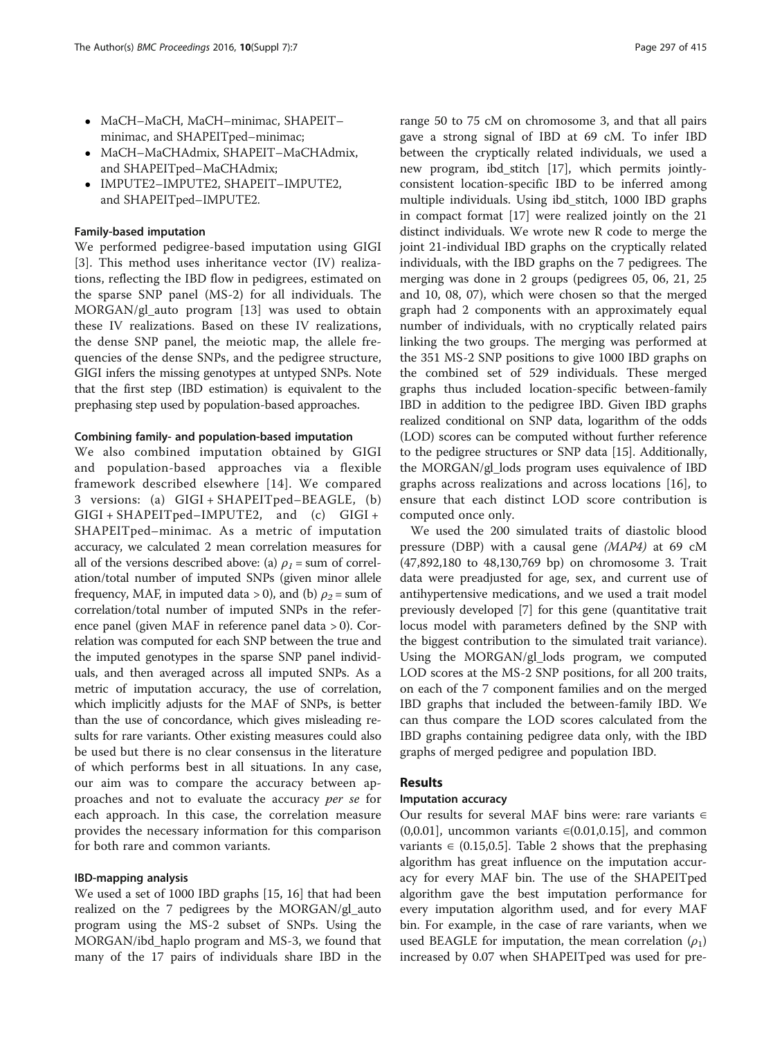- MaCH–MaCH, MaCH–minimac, SHAPEIT–minimac, and SHAPEITped–minimac;
- MaCH–MaCHAdmix, SHAPEIT–MaCHAdmix, and SHAPEITped–MaCHAdmix;
- IMPUTE2–IMPUTE2, SHAPEIT–IMPUTE2, and SHAPEITped–IMPUTE2.

#### Family-based imputation

We performed pedigree-based imputation using GIGI [3]. This method uses inheritance vector (IV) realizations, reflecting the IBD flow in pedigrees, estimated on the sparse SNP panel (MS-2) for all individuals. The MORGAN/gl_auto program [13] was used to obtain these IV realizations. Based on these IV realizations, the dense SNP panel, the meiotic map, the allele frequencies of the dense SNPs, and the pedigree structure, GIGI infers the missing genotypes at untyped SNPs. Note that the first step (IBD estimation) is equivalent to the prephasing step used by population-based approaches.

#### Combining family- and population-based imputation

We also combined imputation obtained by GIGI and population-based approaches via a flexible framework described elsewhere [14]. We compared 3 versions: (a) GIGI + SHAPEITped–BEAGLE, (b) GIGI + SHAPEITped–IMPUTE2, and (c) GIGI + SHAPEITped–minimac. As a metric of imputation accuracy, we calculated 2 mean correlation measures for all of the versions described above: (a) $\rho_1$ = sum of correlation/total number of imputed SNPs (given minor allele frequency, MAF, in imputed data > 0), and (b) $\rho_2$ = sum of correlation/total number of imputed SNPs in the reference panel (given MAF in reference panel data > 0). Correlation was computed for each SNP between the true and the imputed genotypes in the sparse SNP panel individuals, and then averaged across all imputed SNPs. As a metric of imputation accuracy, the use of correlation, which implicitly adjusts for the MAF of SNPs, is better than the use of concordance, which gives misleading results for rare variants. Other existing measures could also be used but there is no clear consensus in the literature of which performs best in all situations. In any case, our aim was to compare the accuracy between approaches and not to evaluate the accuracy *per se* for each approach. In this case, the correlation measure provides the necessary information for this comparison for both rare and common variants.

#### IBD-mapping analysis

We used a set of 1000 IBD graphs [15, 16] that had been realized on the 7 pedigrees by the MORGAN/gl_auto program using the MS-2 subset of SNPs. Using the MORGAN/ibd_haplo program and MS-3, we found that many of the 17 pairs of individuals share IBD in the range 50 to 75 cM on chromosome 3, and that all pairs gave a strong signal of IBD at 69 cM. To infer IBD between the cryptically related individuals, we used a new program, ibd_stitch [17], which permits jointly-consistent location-specific IBD to be inferred among multiple individuals. Using ibd_stitch, 1000 IBD graphs in compact format [17] were realized jointly on the 21 distinct individuals. We wrote new R code to merge the joint 21-individual IBD graphs on the cryptically related individuals, with the IBD graphs on the 7 pedigrees. The merging was done in 2 groups (pedigrees 05, 06, 21, 25 and 10, 08, 07), which were chosen so that the merged graph had 2 components with an approximately equal number of individuals, with no cryptically related pairs linking the two groups. The merging was performed at the 351 MS-2 SNP positions to give 1000 IBD graphs on the combined set of 529 individuals. These merged graphs thus included location-specific between-family IBD in addition to the pedigree IBD. Given IBD graphs realized conditional on SNP data, logarithm of the odds (LOD) scores can be computed without further reference to the pedigree structures or SNP data [15]. Additionally, the MORGAN/gl_lods program uses equivalence of IBD graphs across realizations and across locations [16], to ensure that each distinct LOD score contribution is computed once only.

We used the 200 simulated traits of diastolic blood pressure (DBP) with a causal gene *(MAP4)* at 69 cM (47,892,180 to 48,130,769 bp) on chromosome 3. Trait data were preadjusted for age, sex, and current use of antihypertensive medications, and we used a trait model previously developed [7] for this gene (quantitative trait locus model with parameters defined by the SNP with the biggest contribution to the simulated trait variance). Using the MORGAN/gl_lods program, we computed LOD scores at the MS-2 SNP positions, for all 200 traits, on each of the 7 component families and on the merged IBD graphs that included the between-family IBD. We can thus compare the LOD scores calculated from the IBD graphs containing pedigree data only, with the IBD graphs of merged pedigree and population IBD.

## Results

#### Imputation accuracy

Our results for several MAF bins were: rare variants $\in$ (0,0.01], uncommon variants $\in$(0.01,0.15], and common variants $\in$ (0.15,0.5]. Table 2 shows that the prephasing algorithm has great influence on the imputation accuracy for every MAF bin. The use of the SHAPEITped algorithm gave the best imputation performance for every imputation algorithm used, and for every MAF bin. For example, in the case of rare variants, when we used BEAGLE for imputation, the mean correlation ($\rho_1$) increased by 0.07 when SHAPEITped was used for pre-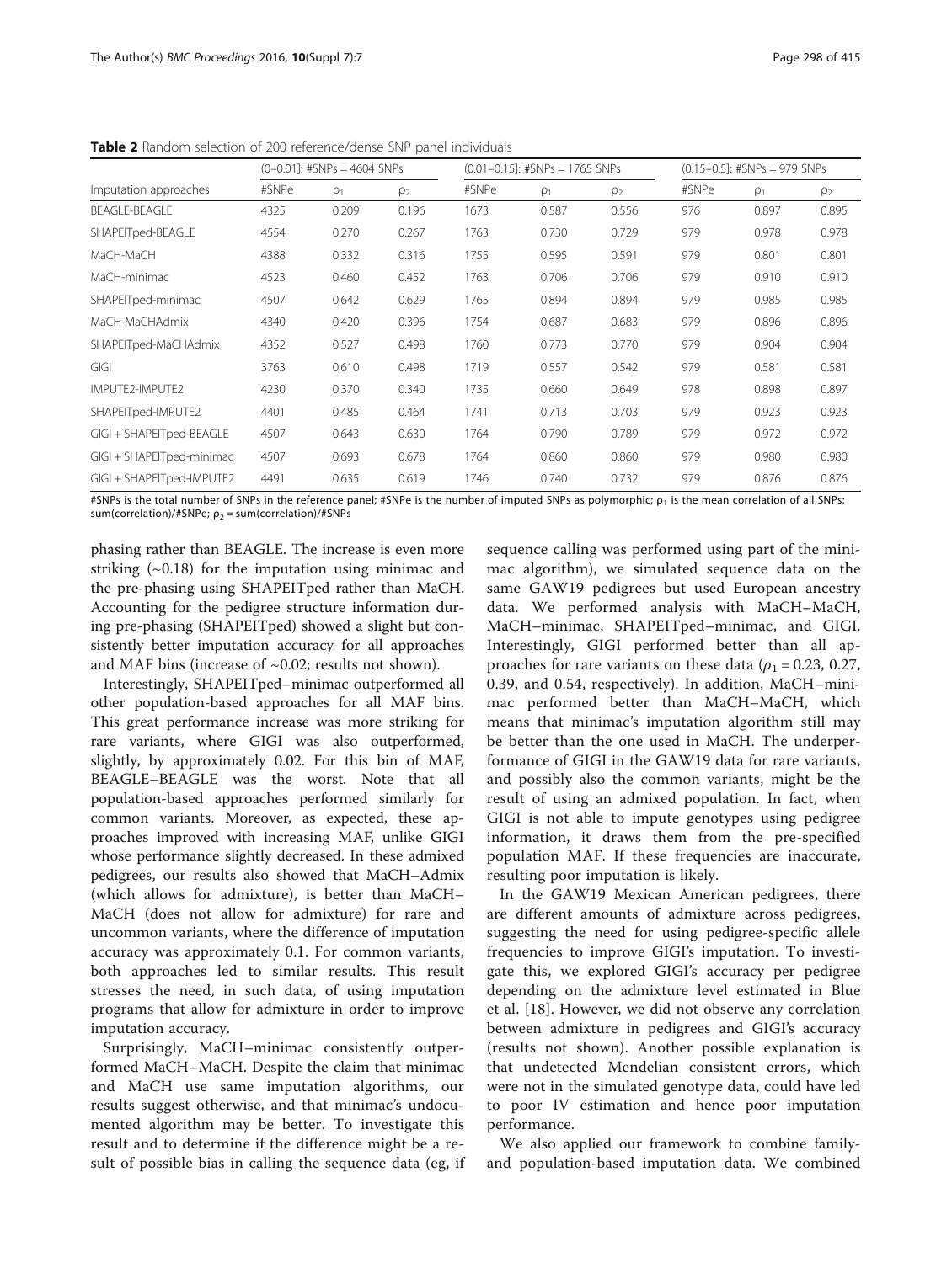**Table 2** Random selection of 200 reference/dense SNP panel individuals

| | (0–0.01]: #SNPs = 4604 SNPs | | | (0.01–0.15]: #SNPs = 1765 SNPs | | | (0.15–0.5]: #SNPs = 979 SNPs | | |
|---|---|---|---|---|---|---|---|---|---|
| Imputation approaches | #SNPe | $\rho_1$ | $\rho_2$ | #SNPe | $\rho_1$ | $\rho_2$ | #SNPe | $\rho_1$ | $\rho_2$ |
| BEAGLE-BEAGLE | 4325 | 0.209 | 0.196 | 1673 | 0.587 | 0.556 | 976 | 0.897 | 0.895 |
| SHAPEITped-BEAGLE | 4554 | 0.270 | 0.267 | 1763 | 0.730 | 0.729 | 979 | 0.978 | 0.978 |
| MaCH-MaCH | 4388 | 0.332 | 0.316 | 1755 | 0.595 | 0.591 | 979 | 0.801 | 0.801 |
| MaCH-minimac | 4523 | 0.460 | 0.452 | 1763 | 0.706 | 0.706 | 979 | 0.910 | 0.910 |
| SHAPEITped-minimac | 4507 | 0.642 | 0.629 | 1765 | 0.894 | 0.894 | 979 | 0.985 | 0.985 |
| MaCH-MaCHAdmix | 4340 | 0.420 | 0.396 | 1754 | 0.687 | 0.683 | 979 | 0.896 | 0.896 |
| SHAPEITped-MaCHAdmix | 4352 | 0.527 | 0.498 | 1760 | 0.773 | 0.770 | 979 | 0.904 | 0.904 |
| GIGI | 3763 | 0.610 | 0.498 | 1719 | 0.557 | 0.542 | 979 | 0.581 | 0.581 |
| IMPUTE2-IMPUTE2 | 4230 | 0.370 | 0.340 | 1735 | 0.660 | 0.649 | 978 | 0.898 | 0.897 |
| SHAPEITped-IMPUTE2 | 4401 | 0.485 | 0.464 | 1741 | 0.713 | 0.703 | 979 | 0.923 | 0.923 |
| GIGI + SHAPEITped-BEAGLE | 4507 | 0.643 | 0.630 | 1764 | 0.790 | 0.789 | 979 | 0.972 | 0.972 |
| GIGI + SHAPEITped-minimac | 4507 | 0.693 | 0.678 | 1764 | 0.860 | 0.860 | 979 | 0.980 | 0.980 |
| GIGI + SHAPEITped-IMPUTE2 | 4491 | 0.635 | 0.619 | 1746 | 0.740 | 0.732 | 979 | 0.876 | 0.876 |

#SNPs is the total number of SNPs in the reference panel; #SNPe is the number of imputed SNPs as polymorphic; $\rho_1$ is the mean correlation of all SNPs: sum(correlation)/#SNPe; $\rho_2$ = sum(correlation)/#SNPs

phasing rather than BEAGLE. The increase is even more striking (~0.18) for the imputation using minimac and the pre-phasing using SHAPEITped rather than MaCH. Accounting for the pedigree structure information during pre-phasing (SHAPEITped) showed a slight but consistently better imputation accuracy for all approaches and MAF bins (increase of ~0.02; results not shown).

Interestingly, SHAPEITped–minimac outperformed all other population-based approaches for all MAF bins. This great performance increase was more striking for rare variants, where GIGI was also outperformed, slightly, by approximately 0.02. For this bin of MAF, BEAGLE–BEAGLE was the worst. Note that all population-based approaches performed similarly for common variants. Moreover, as expected, these approaches improved with increasing MAF, unlike GIGI whose performance slightly decreased. In these admixed pedigrees, our results also showed that MaCH–Admix (which allows for admixture), is better than MaCH–MaCH (does not allow for admixture) for rare and uncommon variants, where the difference of imputation accuracy was approximately 0.1. For common variants, both approaches led to similar results. This result stresses the need, in such data, of using imputation programs that allow for admixture in order to improve imputation accuracy.

Surprisingly, MaCH–minimac consistently outperformed MaCH–MaCH. Despite the claim that minimac and MaCH use same imputation algorithms, our results suggest otherwise, and that minimac's undocumented algorithm may be better. To investigate this result and to determine if the difference might be a result of possible bias in calling the sequence data (eg, if sequence calling was performed using part of the minimac algorithm), we simulated sequence data on the same GAW19 pedigrees but used European ancestry data. We performed analysis with MaCH–MaCH, MaCH–minimac, SHAPEITped–minimac, and GIGI. Interestingly, GIGI performed better than all approaches for rare variants on these data ($\rho_1$ = 0.23, 0.27, 0.39, and 0.54, respectively). In addition, MaCH–minimac performed better than MaCH–MaCH, which means that minimac's imputation algorithm still may be better than the one used in MaCH. The underperformance of GIGI in the GAW19 data for rare variants, and possibly also the common variants, might be the result of using an admixed population. In fact, when GIGI is not able to impute genotypes using pedigree information, it draws them from the pre-specified population MAF. If these frequencies are inaccurate, resulting poor imputation is likely.

In the GAW19 Mexican American pedigrees, there are different amounts of admixture across pedigrees, suggesting the need for using pedigree-specific allele frequencies to improve GIGI's imputation. To investigate this, we explored GIGI's accuracy per pedigree depending on the admixture level estimated in Blue et al. [18]. However, we did not observe any correlation between admixture in pedigrees and GIGI's accuracy (results not shown). Another possible explanation is that undetected Mendelian consistent errors, which were not in the simulated genotype data, could have led to poor IV estimation and hence poor imputation performance.

We also applied our framework to combine family- and population-based imputation data. We combined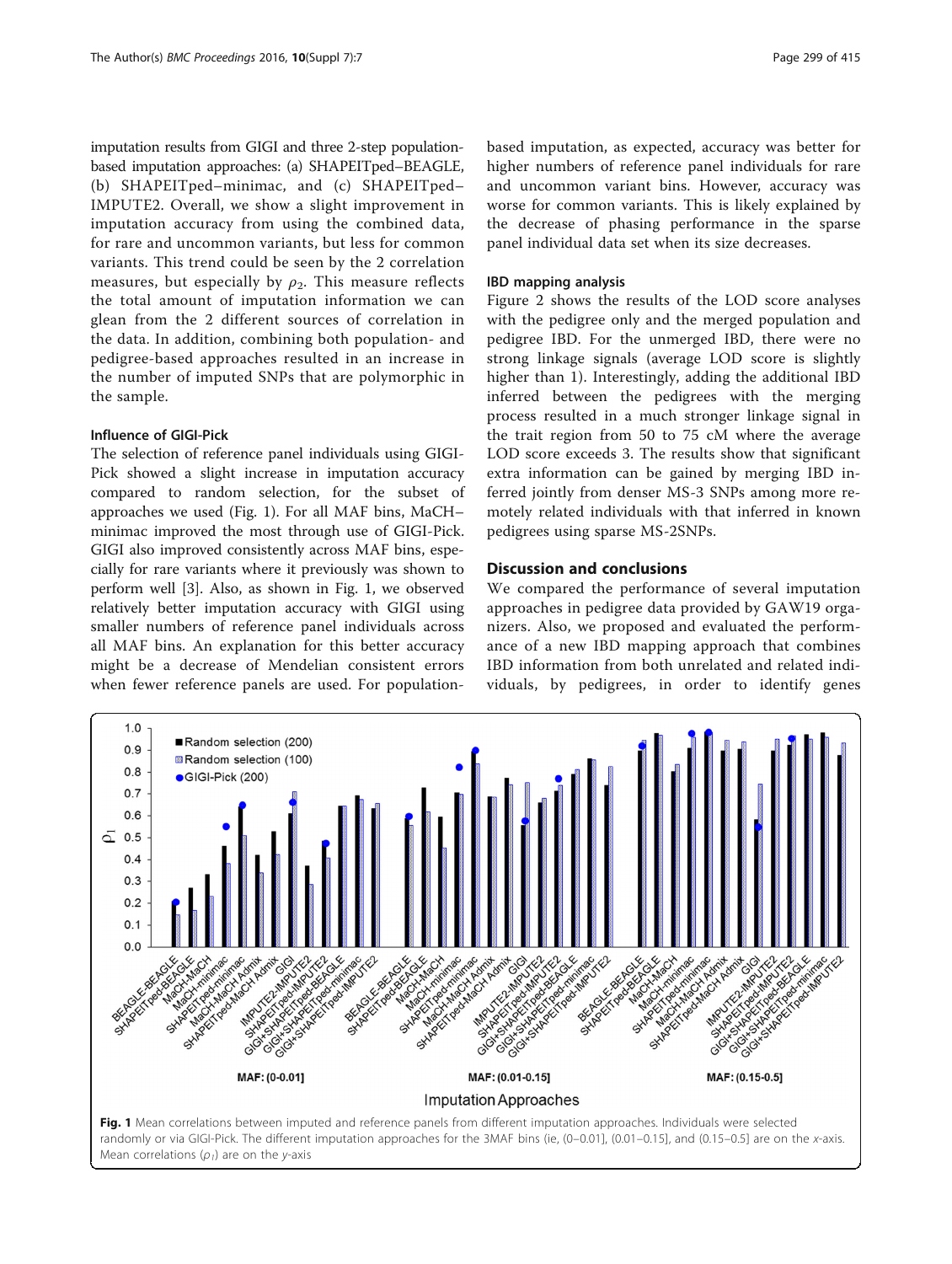imputation results from GIGI and three 2-step population-based imputation approaches: (a) SHAPEITped–BEAGLE, (b) SHAPEITped–minimac, and (c) SHAPEITped–IMPUTE2. Overall, we show a slight improvement in imputation accuracy from using the combined data, for rare and uncommon variants, but less for common variants. This trend could be seen by the 2 correlation measures, but especially by $\rho_2$. This measure reflects the total amount of imputation information we can glean from the 2 different sources of correlation in the data. In addition, combining both population- and pedigree-based approaches resulted in an increase in the number of imputed SNPs that are polymorphic in the sample.

#### Influence of GIGI-Pick

The selection of reference panel individuals using GIGI-Pick showed a slight increase in imputation accuracy compared to random selection, for the subset of approaches we used (Fig. 1). For all MAF bins, MaCH–minimac improved the most through use of GIGI-Pick. GIGI also improved consistently across MAF bins, especially for rare variants where it previously was shown to perform well [3]. Also, as shown in Fig. 1, we observed relatively better imputation accuracy with GIGI using smaller numbers of reference panel individuals across all MAF bins. An explanation for this better accuracy might be a decrease of Mendelian consistent errors when fewer reference panels are used. For population-based imputation, as expected, accuracy was better for higher numbers of reference panel individuals for rare and uncommon variant bins. However, accuracy was worse for common variants. This is likely explained by the decrease of phasing performance in the sparse panel individual data set when its size decreases.

#### IBD mapping analysis

Figure 2 shows the results of the LOD score analyses with the pedigree only and the merged population and pedigree IBD. For the unmerged IBD, there were no strong linkage signals (average LOD score is slightly higher than 1). Interestingly, adding the additional IBD inferred between the pedigrees with the merging process resulted in a much stronger linkage signal in the trait region from 50 to 75 cM where the average LOD score exceeds 3. The results show that significant extra information can be gained by merging IBD inferred jointly from denser MS-3 SNPs among more remotely related individuals with that inferred in known pedigrees using sparse MS-2SNPs.

## Discussion and conclusions

We compared the performance of several imputation approaches in pedigree data provided by GAW19 organizers. Also, we proposed and evaluated the performance of a new IBD mapping approach that combines IBD information from both unrelated and related individuals, by pedigrees, in order to identify genes

**Fig. 1** Mean correlations between imputed and reference panels from different imputation approaches. Individuals were selected randomly or via GIGI-Pick. The different imputation approaches for the 3MAF bins (ie, (0–0.01], (0.01–0.15], and (0.15–0.5] are on the *x*-axis. Mean correlations ($\rho_1$) are on the *y*-axis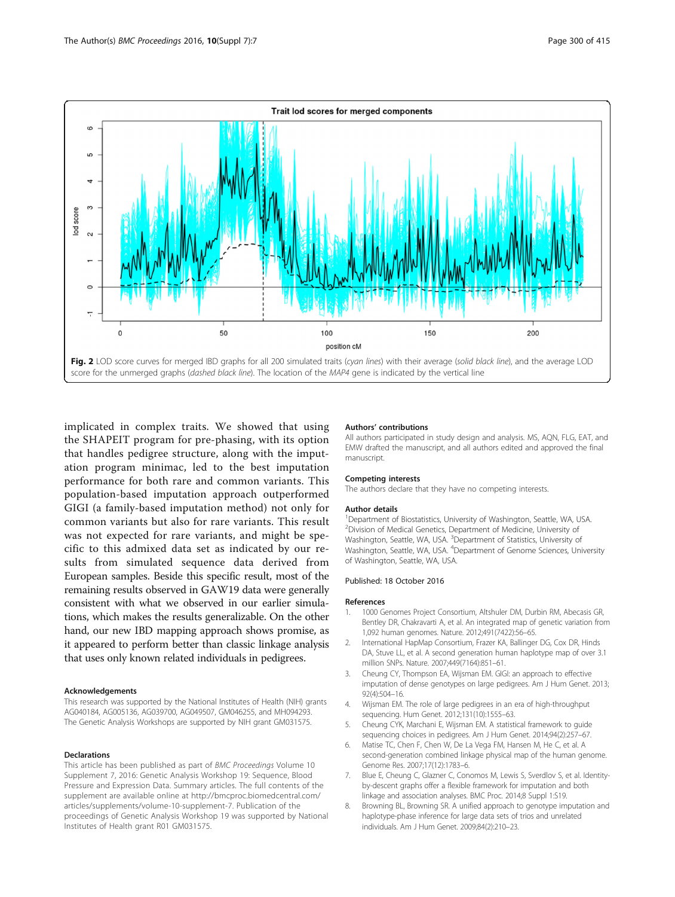Fig. 2 LOD score curves for merged IBD graphs for all 200 simulated traits (*cyan lines*) with their average (*solid black line*), and the average LOD score for the unmerged graphs (*dashed black line*). The location of the *MAP4* gene is indicated by the vertical line

implicated in complex traits. We showed that using the SHAPEIT program for pre-phasing, with its option that handles pedigree structure, along with the imputation program minimac, led to the best imputation performance for both rare and common variants. This population-based imputation approach outperformed GIGI (a family-based imputation method) not only for common variants but also for rare variants. This result was not expected for rare variants, and might be specific to this admixed data set as indicated by our results from simulated sequence data derived from European samples. Beside this specific result, most of the remaining results observed in GAW19 data were generally consistent with what we observed in our earlier simulations, which makes the results generalizable. On the other hand, our new IBD mapping approach shows promise, as it appeared to perform better than classic linkage analysis that uses only known related individuals in pedigrees.

#### Acknowledgements

This research was supported by the National Institutes of Health (NIH) grants AG040184, AG005136, AG039700, AG049507, GM046255, and MH094293. The Genetic Analysis Workshops are supported by NIH grant GM031575.

#### Declarations

This article has been published as part of *BMC Proceedings* Volume 10 Supplement 7, 2016: Genetic Analysis Workshop 19: Sequence, Blood Pressure and Expression Data. Summary articles. The full contents of the supplement are available online at http://bmcproc.biomedcentral.com/articles/supplements/volume-10-supplement-7. Publication of the proceedings of Genetic Analysis Workshop 19 was supported by National Institutes of Health grant R01 GM031575.

#### Authors' contributions

All authors participated in study design and analysis. MS, AQN, FLG, EAT, and EMW drafted the manuscript, and all authors edited and approved the final manuscript.

#### Competing interests

The authors declare that they have no competing interests.

#### Author details

[1]Department of Biostatistics, University of Washington, Seattle, WA, USA. [2]Division of Medical Genetics, Department of Medicine, University of Washington, Seattle, WA, USA. [3]Department of Statistics, University of Washington, Seattle, WA, USA. [4]Department of Genome Sciences, University of Washington, Seattle, WA, USA.

Published: 18 October 2016

#### References

1. 1000 Genomes Project Consortium, Altshuler DM, Durbin RM, Abecasis GR, Bentley DR, Chakravarti A, et al. An integrated map of genetic variation from 1,092 human genomes. Nature. 2012;491(7422):56–65.
2. International HapMap Consortium, Frazer KA, Ballinger DG, Cox DR, Hinds DA, Stuve LL, et al. A second generation human haplotype map of over 3.1 million SNPs. Nature. 2007;449(7164):851–61.
3. Cheung CY, Thompson EA, Wijsman EM. GIGI: an approach to effective imputation of dense genotypes on large pedigrees. Am J Hum Genet. 2013;92(4):504–16.
4. Wijsman EM. The role of large pedigrees in an era of high-throughput sequencing. Hum Genet. 2012;131(10):1555–63.
5. Cheung CYK, Marchani E, Wijsman EM. A statistical framework to guide sequencing choices in pedigrees. Am J Hum Genet. 2014;94(2):257–67.
6. Matise TC, Chen F, Chen W, De La Vega FM, Hansen M, He C, et al. A second-generation combined linkage physical map of the human genome. Genome Res. 2007;17(12):1783–6.
7. Blue E, Cheung C, Glazner C, Conomos M, Lewis S, Sverdlov S, et al. Identity-by-descent graphs offer a flexible framework for imputation and both linkage and association analyses. BMC Proc. 2014;8 Suppl 1:S19.
8. Browning BL, Browning SR. A unified approach to genotype imputation and haplotype-phase inference for large data sets of trios and unrelated individuals. Am J Hum Genet. 2009;84(2):210–23.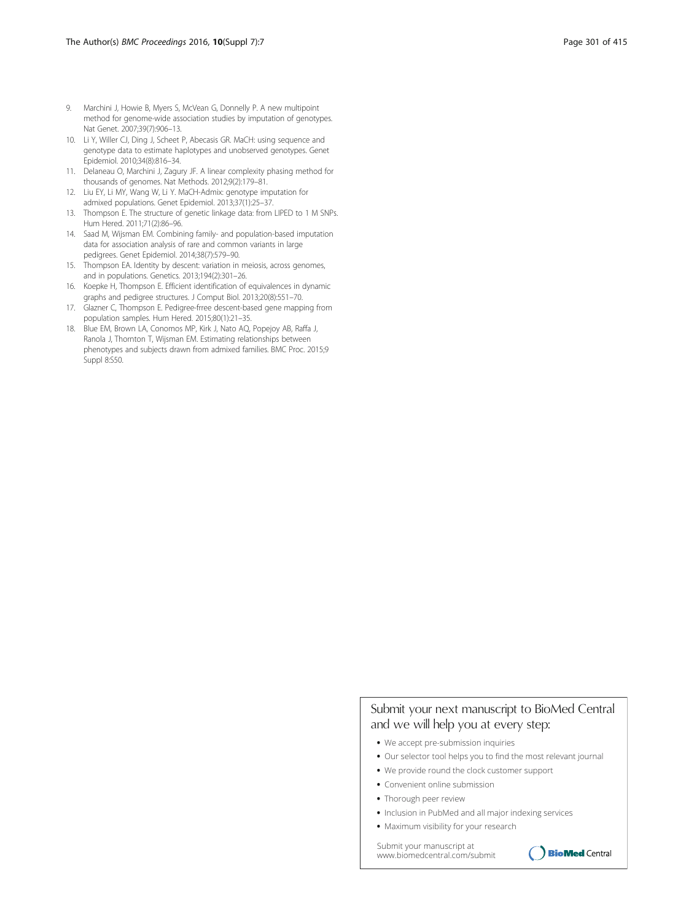9. Marchini J, Howie B, Myers S, McVean G, Donnelly P. A new multipoint method for genome-wide association studies by imputation of genotypes. Nat Genet. 2007;39(7):906–13.
10. Li Y, Willer CJ, Ding J, Scheet P, Abecasis GR. MaCH: using sequence and genotype data to estimate haplotypes and unobserved genotypes. Genet Epidemiol. 2010;34(8):816–34.
11. Delaneau O, Marchini J, Zagury JF. A linear complexity phasing method for thousands of genomes. Nat Methods. 2012;9(2):179–81.
12. Liu EY, Li MY, Wang W, Li Y. MaCH-Admix: genotype imputation for admixed populations. Genet Epidemiol. 2013;37(1):25–37.
13. Thompson E. The structure of genetic linkage data: from LIPED to 1 M SNPs. Hum Hered. 2011;71(2):86–96.
14. Saad M, Wijsman EM. Combining family- and population-based imputation data for association analysis of rare and common variants in large pedigrees. Genet Epidemiol. 2014;38(7):579–90.
15. Thompson EA. Identity by descent: variation in meiosis, across genomes, and in populations. Genetics. 2013;194(2):301–26.
16. Koepke H, Thompson E. Efficient identification of equivalences in dynamic graphs and pedigree structures. J Comput Biol. 2013;20(8):551–70.
17. Glazner C, Thompson E. Pedigree-frree descent-based gene mapping from population samples. Hum Hered. 2015;80(1):21–35.
18. Blue EM, Brown LA, Conomos MP, Kirk J, Nato AQ, Popejoy AB, Raffa J, Ranola J, Thornton T, Wijsman EM. Estimating relationships between phenotypes and subjects drawn from admixed families. BMC Proc. 2015;9 Suppl 8:S50.

Submit your next manuscript to BioMed Central and we will help you at every step:

- We accept pre-submission inquiries
- Our selector tool helps you to find the most relevant journal
- We provide round the clock customer support
- Convenient online submission
- Thorough peer review
- Inclusion in PubMed and all major indexing services
- Maximum visibility for your research

Submit your manuscript at www.biomedcentral.com/submit

BioMed Central